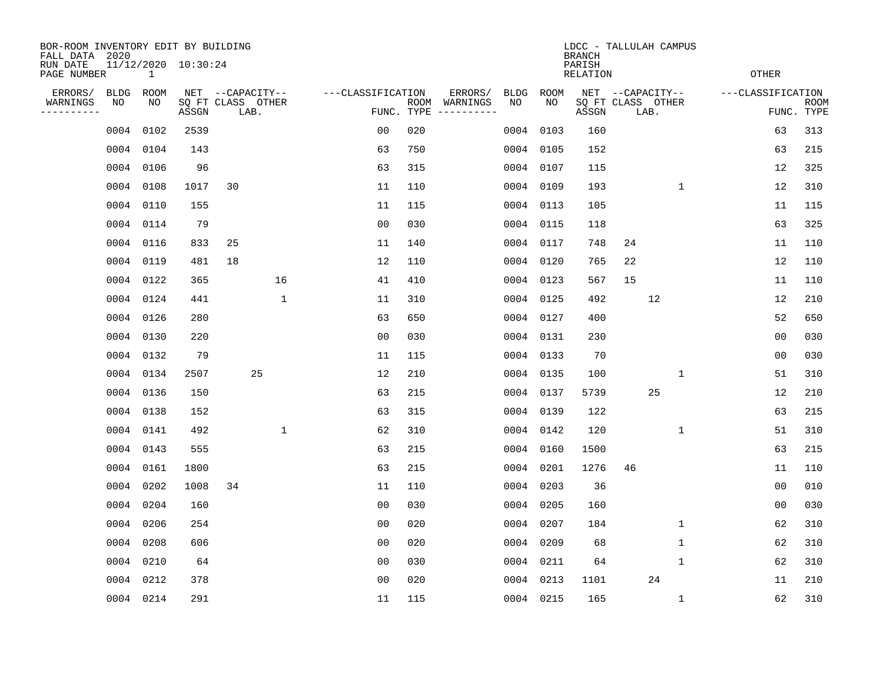BOR-ROOM INVENTORY EDIT BY BUILDING
FALL DATA 2020
RUN DATE 11/12/2020 10:30:24
PAGE NUMBER 1

LDCC - TALLULAH CAMPUS
BRANCH
PARISH
RELATION
OTHER

| ERRORS/ WARNINGS | BLDG NO | ROOM NO | NET SQ FT ASSGN | CAPACITY CLASS | CAPACITY LAB. | CAPACITY OTHER | CLASSIFICATION FUNC. | ROOM TYPE | ERRORS/ WARNINGS | BLDG NO | ROOM NO | NET SQ FT ASSGN | CAPACITY CLASS | CAPACITY LAB. | CAPACITY OTHER | CLASSIFICATION FUNC. | ROOM TYPE |
|---|---|---|---|---|---|---|---|---|---|---|---|---|---|---|---|---|---|
| | 0004 | 0102 | 2539 | | | | 00 | 020 | | 0004 | 0103 | 160 | | | | 63 | 313 |
| | 0004 | 0104 | 143 | | | | 63 | 750 | | 0004 | 0105 | 152 | | | | 63 | 215 |
| | 0004 | 0106 | 96 | | | | 63 | 315 | | 0004 | 0107 | 115 | | | | 12 | 325 |
| | 0004 | 0108 | 1017 | 30 | | | 11 | 110 | | 0004 | 0109 | 193 | | | 1 | 12 | 310 |
| | 0004 | 0110 | 155 | | | | 11 | 115 | | 0004 | 0113 | 105 | | | | 11 | 115 |
| | 0004 | 0114 | 79 | | | | 00 | 030 | | 0004 | 0115 | 118 | | | | 63 | 325 |
| | 0004 | 0116 | 833 | 25 | | | 11 | 140 | | 0004 | 0117 | 748 | 24 | | | 11 | 110 |
| | 0004 | 0119 | 481 | 18 | | | 12 | 110 | | 0004 | 0120 | 765 | 22 | | | 12 | 110 |
| | 0004 | 0122 | 365 | | | 16 | 41 | 410 | | 0004 | 0123 | 567 | 15 | | | 11 | 110 |
| | 0004 | 0124 | 441 | | | 1 | 11 | 310 | | 0004 | 0125 | 492 | | 12 | | 12 | 210 |
| | 0004 | 0126 | 280 | | | | 63 | 650 | | 0004 | 0127 | 400 | | | | 52 | 650 |
| | 0004 | 0130 | 220 | | | | 00 | 030 | | 0004 | 0131 | 230 | | | | 00 | 030 |
| | 0004 | 0132 | 79 | | | | 11 | 115 | | 0004 | 0133 | 70 | | | | 00 | 030 |
| | 0004 | 0134 | 2507 | | 25 | | 12 | 210 | | 0004 | 0135 | 100 | | | 1 | 51 | 310 |
| | 0004 | 0136 | 150 | | | | 63 | 215 | | 0004 | 0137 | 5739 | | 25 | | 12 | 210 |
| | 0004 | 0138 | 152 | | | | 63 | 315 | | 0004 | 0139 | 122 | | | | 63 | 215 |
| | 0004 | 0141 | 492 | | | 1 | 62 | 310 | | 0004 | 0142 | 120 | | | 1 | 51 | 310 |
| | 0004 | 0143 | 555 | | | | 63 | 215 | | 0004 | 0160 | 1500 | | | | 63 | 215 |
| | 0004 | 0161 | 1800 | | | | 63 | 215 | | 0004 | 0201 | 1276 | 46 | | | 11 | 110 |
| | 0004 | 0202 | 1008 | 34 | | | 11 | 110 | | 0004 | 0203 | 36 | | | | 00 | 010 |
| | 0004 | 0204 | 160 | | | | 00 | 030 | | 0004 | 0205 | 160 | | | | 00 | 030 |
| | 0004 | 0206 | 254 | | | | 00 | 020 | | 0004 | 0207 | 184 | | | 1 | 62 | 310 |
| | 0004 | 0208 | 606 | | | | 00 | 020 | | 0004 | 0209 | 68 | | | 1 | 62 | 310 |
| | 0004 | 0210 | 64 | | | | 00 | 030 | | 0004 | 0211 | 64 | | | 1 | 62 | 310 |
| | 0004 | 0212 | 378 | | | | 00 | 020 | | 0004 | 0213 | 1101 | | 24 | | 11 | 210 |
| | 0004 | 0214 | 291 | | | | 11 | 115 | | 0004 | 0215 | 165 | | | 1 | 62 | 310 |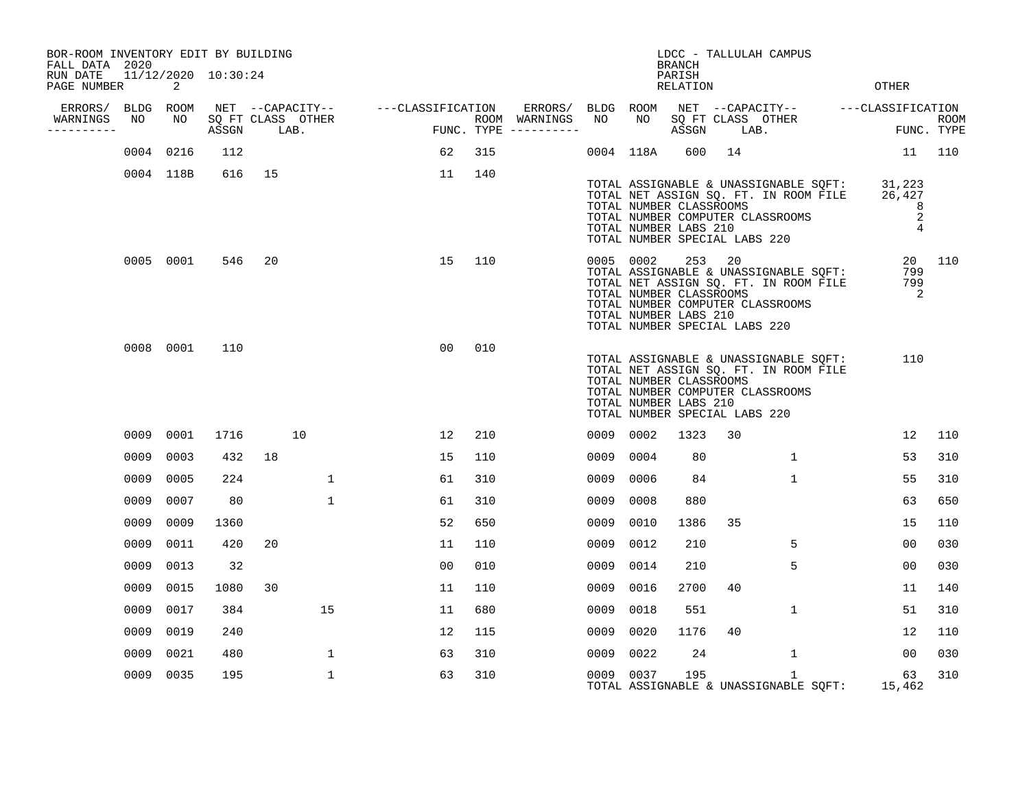BOR-ROOM INVENTORY EDIT BY BUILDING
FALL DATA 2020
RUN DATE 11/12/2020 10:30:24

LDCC - TALLULAH CAMPUS
BRANCH
PARISH
RELATION
OTHER

| ERRORS/ WARNINGS | BLDG NO | ROOM NO | NET SQ FT ASSGN | CAPACITY CLASS | CAPACITY LAB. | CAPACITY OTHER | CLASSIFICATION FUNC. | ROOM TYPE | ERRORS/ WARNINGS | BLDG NO | ROOM NO | NET SQ FT ASSGN | CAPACITY CLASS | CAPACITY LAB. | CAPACITY OTHER | CLASSIFICATION FUNC. | ROOM TYPE |
|---|---|---|---|---|---|---|---|---|---|---|---|---|---|---|---|---|---|
| | 0004 | 0216 | 112 | | | | 62 | 315 | | 0004 | 118A | 600 | 14 | | | 11 | 110 |
| | 0004 | 118B | 616 | 15 | | | 11 | 140 | | | | | | | | | |

TOTAL ASSIGNABLE & UNASSIGNABLE SQFT: 31,223
TOTAL NET ASSIGN SQ. FT. IN ROOM FILE 26,427
TOTAL NUMBER CLASSROOMS 8
TOTAL NUMBER COMPUTER CLASSROOMS 2
TOTAL NUMBER LABS 210 4
TOTAL NUMBER SPECIAL LABS 220

| ERRORS/ WARNINGS | BLDG NO | ROOM NO | NET SQ FT ASSGN | CAPACITY CLASS | CAPACITY LAB. | CAPACITY OTHER | CLASSIFICATION FUNC. | ROOM TYPE | ERRORS/ WARNINGS | BLDG NO | ROOM NO | NET SQ FT ASSGN | CAPACITY CLASS | CAPACITY LAB. | CAPACITY OTHER | CLASSIFICATION FUNC. | ROOM TYPE |
|---|---|---|---|---|---|---|---|---|---|---|---|---|---|---|---|---|---|
| | 0005 | 0001 | 546 | 20 | | | 15 | 110 | | 0005 | 0002 | 253 | 20 | | | 20 | 110 |

TOTAL ASSIGNABLE & UNASSIGNABLE SQFT: 799
TOTAL NET ASSIGN SQ. FT. IN ROOM FILE 799
TOTAL NUMBER CLASSROOMS 2
TOTAL NUMBER COMPUTER CLASSROOMS
TOTAL NUMBER LABS 210
TOTAL NUMBER SPECIAL LABS 220

| ERRORS/ WARNINGS | BLDG NO | ROOM NO | NET SQ FT ASSGN | CAPACITY CLASS | CAPACITY LAB. | CAPACITY OTHER | CLASSIFICATION FUNC. | ROOM TYPE |
|---|---|---|---|---|---|---|---|---|
| | 0008 | 0001 | 110 | | | | 00 | 010 |

TOTAL ASSIGNABLE & UNASSIGNABLE SQFT: 110
TOTAL NET ASSIGN SQ. FT. IN ROOM FILE
TOTAL NUMBER CLASSROOMS
TOTAL NUMBER COMPUTER CLASSROOMS
TOTAL NUMBER LABS 210
TOTAL NUMBER SPECIAL LABS 220

| ERRORS/ WARNINGS | BLDG NO | ROOM NO | NET SQ FT ASSGN | CAPACITY CLASS | CAPACITY LAB. | CAPACITY OTHER | CLASSIFICATION FUNC. | ROOM TYPE | ERRORS/ WARNINGS | BLDG NO | ROOM NO | NET SQ FT ASSGN | CAPACITY CLASS | CAPACITY LAB. | CAPACITY OTHER | CLASSIFICATION FUNC. | ROOM TYPE |
|---|---|---|---|---|---|---|---|---|---|---|---|---|---|---|---|---|---|
| | 0009 | 0001 | 1716 | | 10 | | 12 | 210 | | 0009 | 0002 | 1323 | 30 | | | 12 | 110 |
| | 0009 | 0003 | 432 | 18 | | | 15 | 110 | | 0009 | 0004 | 80 | | | 1 | 53 | 310 |
| | 0009 | 0005 | 224 | | | 1 | 61 | 310 | | 0009 | 0006 | 84 | | | 1 | 55 | 310 |
| | 0009 | 0007 | 80 | | | 1 | 61 | 310 | | 0009 | 0008 | 880 | | | | 63 | 650 |
| | 0009 | 0009 | 1360 | | | | 52 | 650 | | 0009 | 0010 | 1386 | 35 | | | 15 | 110 |
| | 0009 | 0011 | 420 | 20 | | | 11 | 110 | | 0009 | 0012 | 210 | | | 5 | 00 | 030 |
| | 0009 | 0013 | 32 | | | | 00 | 010 | | 0009 | 0014 | 210 | | | 5 | 00 | 030 |
| | 0009 | 0015 | 1080 | 30 | | | 11 | 110 | | 0009 | 0016 | 2700 | 40 | | | 11 | 140 |
| | 0009 | 0017 | 384 | | | 15 | 11 | 680 | | 0009 | 0018 | 551 | | | 1 | 51 | 310 |
| | 0009 | 0019 | 240 | | | | 12 | 115 | | 0009 | 0020 | 1176 | 40 | | | 12 | 110 |
| | 0009 | 0021 | 480 | | | 1 | 63 | 310 | | 0009 | 0022 | 24 | | | 1 | 00 | 030 |
| | 0009 | 0035 | 195 | | | 1 | 63 | 310 | | 0009 | 0037 | 195 | | | 1 | 63 | 310 |

TOTAL ASSIGNABLE & UNASSIGNABLE SQFT: 15,462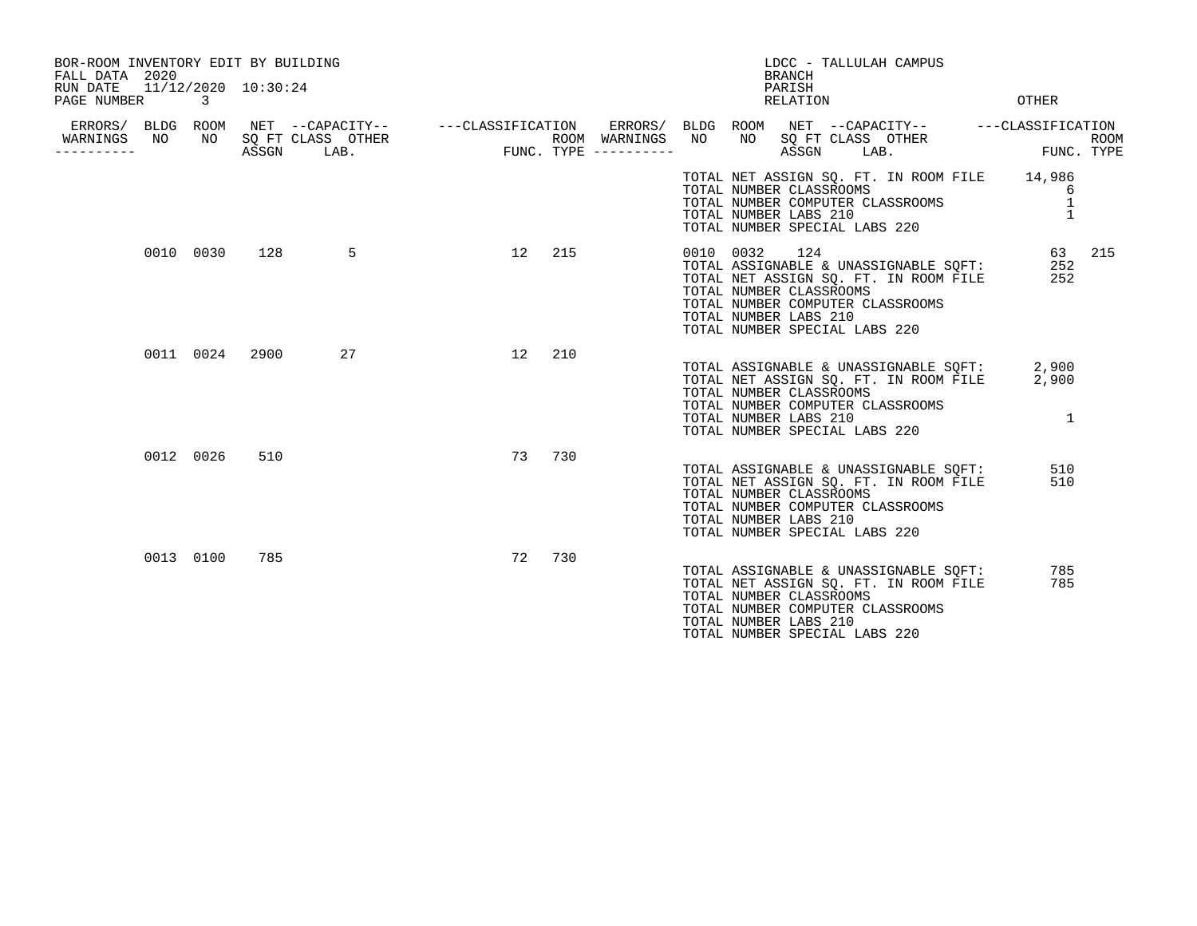BOR-ROOM INVENTORY EDIT BY BUILDING
FALL DATA 2020
RUN DATE 11/12/2020 10:30:24

LDCC - TALLULAH CAMPUS
BRANCH
PARISH
RELATION OTHER

| ERRORS/ WARNINGS | BLDG NO | ROOM NO | NET SQ FT ASSGN | CAPACITY CLASS LAB. | CAPACITY OTHER | CLASSIFICATION FUNC. | ROOM TYPE |
|---|---|---|---|---|---|---|---|
| | 0010 | 0030 | 128 | 5 | | 12 | 215 |
| | 0010 | 0032 | 124 | | | 63 | 215 |
| | 0011 | 0024 | 2900 | 27 | | 12 | 210 |
| | 0012 | 0026 | 510 | | | 73 | 730 |
| | 0013 | 0100 | 785 | | | 72 | 730 |

| | |
|---|---|
| TOTAL NET ASSIGN SQ. FT. IN ROOM FILE | 14,986 |
| TOTAL NUMBER CLASSROOMS | 6 |
| TOTAL NUMBER COMPUTER CLASSROOMS | 1 |
| TOTAL NUMBER LABS 210 | 1 |
| TOTAL NUMBER SPECIAL LABS 220 | |

Building 0010:

| | |
|---|---|
| TOTAL ASSIGNABLE & UNASSIGNABLE SQFT: | 252 |
| TOTAL NET ASSIGN SQ. FT. IN ROOM FILE | 252 |
| TOTAL NUMBER CLASSROOMS | |
| TOTAL NUMBER COMPUTER CLASSROOMS | |
| TOTAL NUMBER LABS 210 | |
| TOTAL NUMBER SPECIAL LABS 220 | |

Building 0011:

| | |
|---|---|
| TOTAL ASSIGNABLE & UNASSIGNABLE SQFT: | 2,900 |
| TOTAL NET ASSIGN SQ. FT. IN ROOM FILE | 2,900 |
| TOTAL NUMBER CLASSROOMS | |
| TOTAL NUMBER COMPUTER CLASSROOMS | |
| TOTAL NUMBER LABS 210 | 1 |
| TOTAL NUMBER SPECIAL LABS 220 | |

Building 0012:

| | |
|---|---|
| TOTAL ASSIGNABLE & UNASSIGNABLE SQFT: | 510 |
| TOTAL NET ASSIGN SQ. FT. IN ROOM FILE | 510 |
| TOTAL NUMBER CLASSROOMS | |
| TOTAL NUMBER COMPUTER CLASSROOMS | |
| TOTAL NUMBER LABS 210 | |
| TOTAL NUMBER SPECIAL LABS 220 | |

Building 0013:

| | |
|---|---|
| TOTAL ASSIGNABLE & UNASSIGNABLE SQFT: | 785 |
| TOTAL NET ASSIGN SQ. FT. IN ROOM FILE | 785 |
| TOTAL NUMBER CLASSROOMS | |
| TOTAL NUMBER COMPUTER CLASSROOMS | |
| TOTAL NUMBER LABS 210 | |
| TOTAL NUMBER SPECIAL LABS 220 | |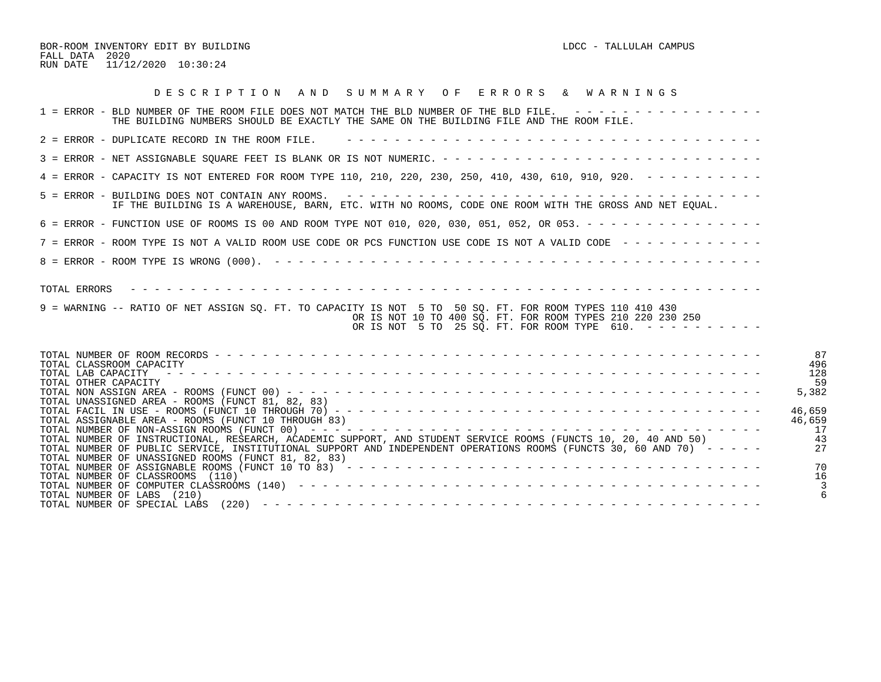BOR-ROOM INVENTORY EDIT BY BUILDING

FALL DATA 2020

RUN DATE 11/12/2020 10:30:24

LDCC - TALLULAH CAMPUS

## D E S C R I P T I O N   A N D   S U M M A R Y   O F   E R R O R S   &   W A R N I N G S

1 = ERROR - BLD NUMBER OF THE ROOM FILE DOES NOT MATCH THE BLD NUMBER OF THE BLD FILE. - - - - - - - - - - - - - - - - - -
THE BUILDING NUMBERS SHOULD BE EXACTLY THE SAME ON THE BUILDING FILE AND THE ROOM FILE.

2 = ERROR - DUPLICATE RECORD IN THE ROOM FILE. - - - - - - - - - - - - - - - - - - - - - - - - - - - - - - - - - - - - - -

3 = ERROR - NET ASSIGNABLE SQUARE FEET IS BLANK OR IS NOT NUMERIC. - - - - - - - - - - - - - - - - - - - - - - - - - - - - -

4 = ERROR - CAPACITY IS NOT ENTERED FOR ROOM TYPE 110, 210, 220, 230, 250, 410, 430, 610, 910, 920. - - - - - - - - - - -

5 = ERROR - BUILDING DOES NOT CONTAIN ANY ROOMS. - - - - - - - - - - - - - - - - - - - - - - - - - - - - - - - - - - - - - -
IF THE BUILDING IS A WAREHOUSE, BARN, ETC. WITH NO ROOMS, CODE ONE ROOM WITH THE GROSS AND NET EQUAL.

6 = ERROR - FUNCTION USE OF ROOMS IS 00 AND ROOM TYPE NOT 010, 020, 030, 051, 052, OR 053. - - - - - - - - - - - - - - - -

7 = ERROR - ROOM TYPE IS NOT A VALID ROOM USE CODE OR PCS FUNCTION USE CODE IS NOT A VALID CODE - - - - - - - - - - - - -

8 = ERROR - ROOM TYPE IS WRONG (000). - - - - - - - - - - - - - - - - - - - - - - - - - - - - - - - - - - - - - - - - - - -

TOTAL ERRORS - - - - - - - - - - - - - - - - - - - - - - - - - - - - - - - - - - - - - - - - - - - - - - - - - - - - - - - -

9 = WARNING -- RATIO OF NET ASSIGN SQ. FT. TO CAPACITY IS NOT 5 TO 50 SQ. FT. FOR ROOM TYPES 110 410 430
OR IS NOT 10 TO 400 SQ. FT. FOR ROOM TYPES 210 220 230 250
OR IS NOT 5 TO 25 SQ. FT. FOR ROOM TYPE 610. - - - - - - - - - - -

| | |
|---|---|
| TOTAL NUMBER OF ROOM RECORDS | 87 |
| TOTAL CLASSROOM CAPACITY | 496 |
| TOTAL LAB CAPACITY | 128 |
| TOTAL OTHER CAPACITY | 59 |
| TOTAL NON ASSIGN AREA - ROOMS (FUNCT 00) | 5,382 |
| TOTAL UNASSIGNED AREA - ROOMS (FUNCT 81, 82, 83) | |
| TOTAL FACIL IN USE - ROOMS (FUNCT 10 THROUGH 70) | 46,659 |
| TOTAL ASSIGNABLE AREA - ROOMS (FUNCT 10 THROUGH 83) | 46,659 |
| TOTAL NUMBER OF NON-ASSIGN ROOMS (FUNCT 00) | 17 |
| TOTAL NUMBER OF INSTRUCTIONAL, RESEARCH, ACADEMIC SUPPORT, AND STUDENT SERVICE ROOMS (FUNCTS 10, 20, 40 AND 50) | 43 |
| TOTAL NUMBER OF PUBLIC SERVICE, INSTITUTIONAL SUPPORT AND INDEPENDENT OPERATIONS ROOMS (FUNCTS 30, 60 AND 70) | 27 |
| TOTAL NUMBER OF UNASSIGNED ROOMS (FUNCT 81, 82, 83) | |
| TOTAL NUMBER OF ASSIGNABLE ROOMS (FUNCT 10 TO 83) | 70 |
| TOTAL NUMBER OF CLASSROOMS (110) | 16 |
| TOTAL NUMBER OF COMPUTER CLASSROOMS (140) | 3 |
| TOTAL NUMBER OF LABS (210) | 6 |
| TOTAL NUMBER OF SPECIAL LABS (220) | |